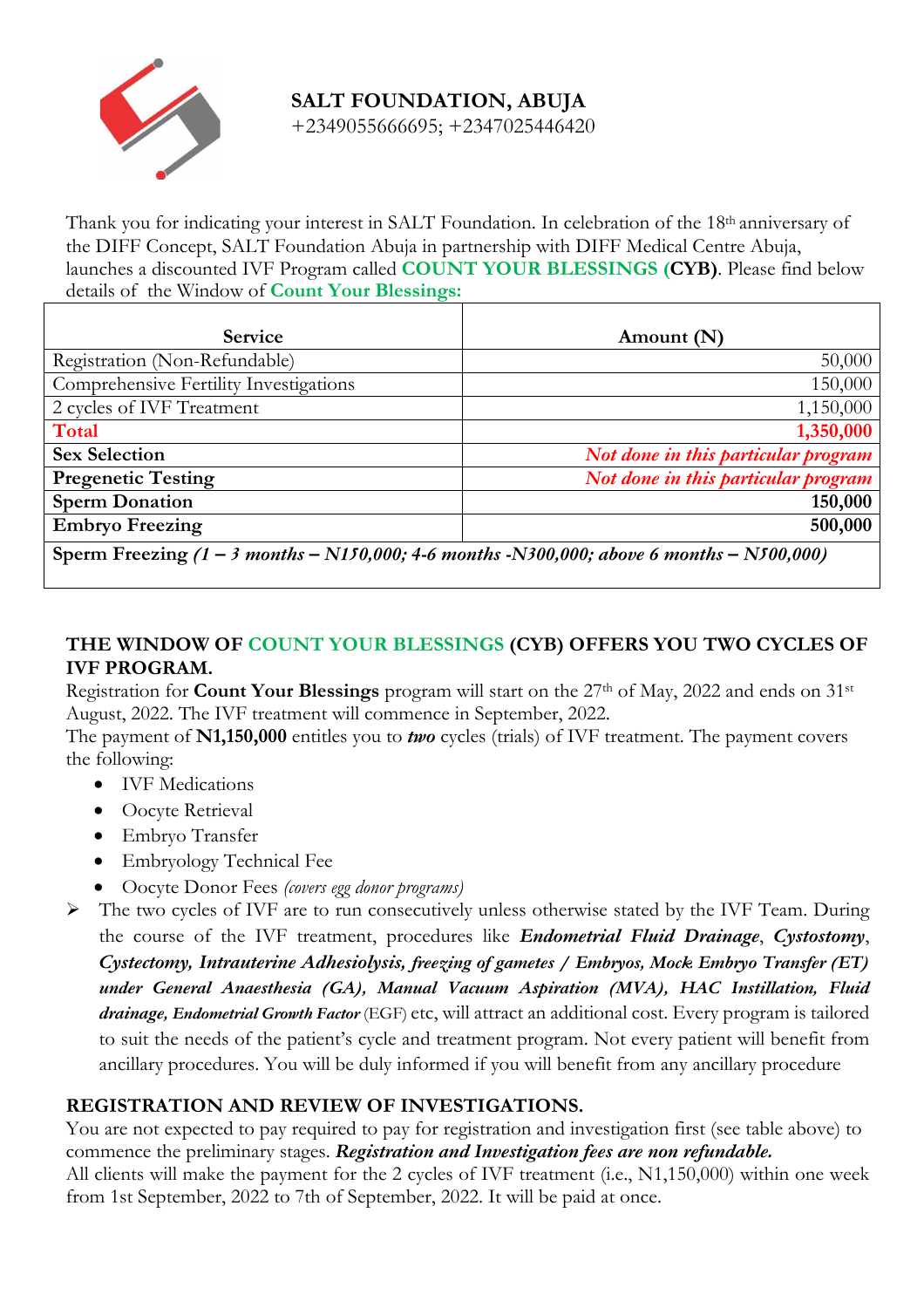# SALT FOUNDATION, ABUJA

+2349055666695; +2347025446420

Thank you for indicating your interest in SALT Foundation. In celebration of the 18th anniversary of the DIFF Concept, SALT Foundation Abuja in partnership with DIFF Medical Centre Abuja, launches a discounted IVF Program called **COUNT YOUR BLESSINGS (CYB)**. Please find below details of the Window of **Count Your Blessings:**

| Service | Amount (N) |
|---|---|
| Registration (Non-Refundable) | 50,000 |
| Comprehensive Fertility Investigations | 150,000 |
| 2 cycles of IVF Treatment | 1,150,000 |
| **Total** | **1,350,000** |
| **Sex Selection** | ***Not done in this particular program*** |
| **Pregenetic Testing** | ***Not done in this particular program*** |
| **Sperm Donation** | **150,000** |
| **Embryo Freezing** | **500,000** |
| **Sperm Freezing** ***(1 – 3 months – N150,000; 4-6 months -N300,000; above 6 months – N500,000)*** | |

## THE WINDOW OF COUNT YOUR BLESSINGS (CYB) OFFERS YOU TWO CYCLES OF IVF PROGRAM.

Registration for **Count Your Blessings** program will start on the 27th of May, 2022 and ends on 31st August, 2022. The IVF treatment will commence in September, 2022.

The payment of **N1,150,000** entitles you to ***two*** cycles (trials) of IVF treatment. The payment covers the following:

- IVF Medications
- Oocyte Retrieval
- Embryo Transfer
- Embryology Technical Fee
- Oocyte Donor Fees *(covers egg donor programs)*

➢ The two cycles of IVF are to run consecutively unless otherwise stated by the IVF Team. During the course of the IVF treatment, procedures like ***Endometrial Fluid Drainage***, ***Cystostomy***, ***Cystectomy, Intrauterine Adhesiolysis, freezing of gametes / Embryos, Mock Embryo Transfer (ET) under General Anaesthesia (GA), Manual Vacuum Aspiration (MVA), HAC Instillation, Fluid drainage, Endometrial Growth Factor*** (EGF) etc, will attract an additional cost. Every program is tailored to suit the needs of the patient's cycle and treatment program. Not every patient will benefit from ancillary procedures. You will be duly informed if you will benefit from any ancillary procedure

## REGISTRATION AND REVIEW OF INVESTIGATIONS.

You are not expected to pay required to pay for registration and investigation first (see table above) to commence the preliminary stages. ***Registration and Investigation fees are non refundable.***

All clients will make the payment for the 2 cycles of IVF treatment (i.e., N1,150,000) within one week from 1st September, 2022 to 7th of September, 2022. It will be paid at once.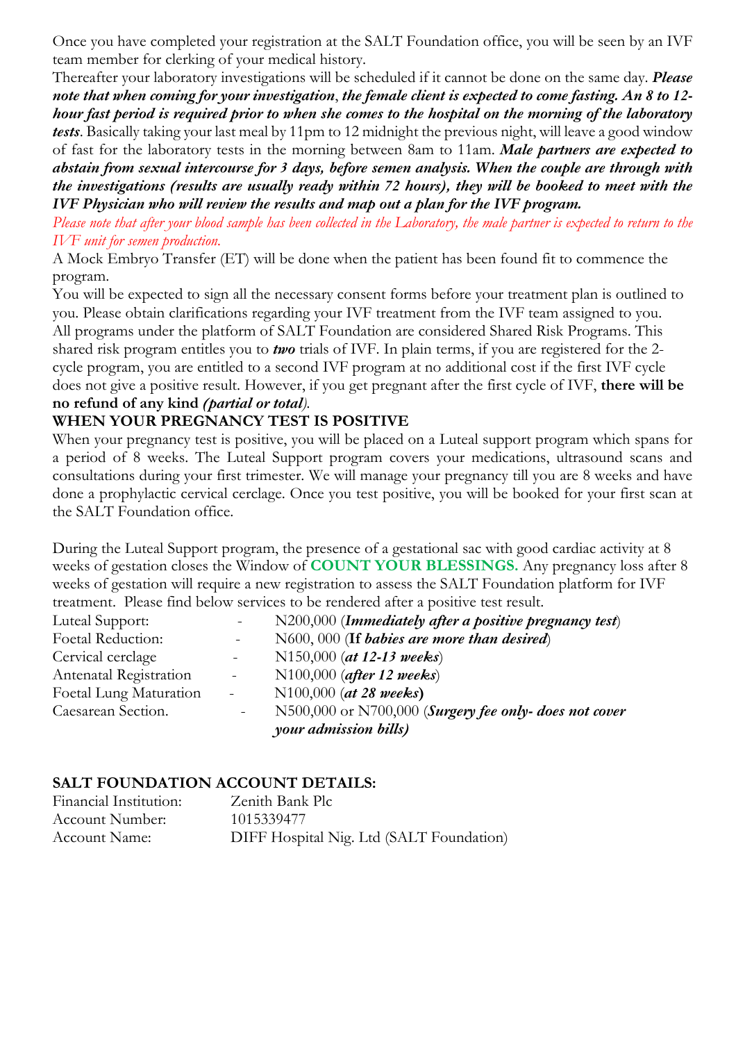Once you have completed your registration at the SALT Foundation office, you will be seen by an IVF team member for clerking of your medical history.

Thereafter your laboratory investigations will be scheduled if it cannot be done on the same day. ***Please note that when coming for your investigation, the female client is expected to come fasting. An 8 to 12-hour fast period is required prior to when she comes to the hospital on the morning of the laboratory tests***. Basically taking your last meal by 11pm to 12 midnight the previous night, will leave a good window of fast for the laboratory tests in the morning between 8am to 11am. ***Male partners are expected to abstain from sexual intercourse for 3 days, before semen analysis. When the couple are through with the investigations (results are usually ready within 72 hours), they will be booked to meet with the IVF Physician who will review the results and map out a plan for the IVF program.***

*Please note that after your blood sample has been collected in the Laboratory, the male partner is expected to return to the IVF unit for semen production.*

A Mock Embryo Transfer (ET) will be done when the patient has been found fit to commence the program.

You will be expected to sign all the necessary consent forms before your treatment plan is outlined to you. Please obtain clarifications regarding your IVF treatment from the IVF team assigned to you.

All programs under the platform of SALT Foundation are considered Shared Risk Programs. This shared risk program entitles you to ***two*** trials of IVF. In plain terms, if you are registered for the 2-cycle program, you are entitled to a second IVF program at no additional cost if the first IVF cycle does not give a positive result. However, if you get pregnant after the first cycle of IVF, **there will be no refund of any kind *(partial or total)***.

## WHEN YOUR PREGNANCY TEST IS POSITIVE

When your pregnancy test is positive, you will be placed on a Luteal support program which spans for a period of 8 weeks. The Luteal Support program covers your medications, ultrasound scans and consultations during your first trimester. We will manage your pregnancy till you are 8 weeks and have done a prophylactic cervical cerclage. Once you test positive, you will be booked for your first scan at the SALT Foundation office.

During the Luteal Support program, the presence of a gestational sac with good cardiac activity at 8 weeks of gestation closes the Window of **COUNT YOUR BLESSINGS.** Any pregnancy loss after 8 weeks of gestation will require a new registration to assess the SALT Foundation platform for IVF treatment. Please find below services to be rendered after a positive test result.

| | | |
|---|---|---|
| Luteal Support: | - | N200,000 (***Immediately after a positive pregnancy test***) |
| Foetal Reduction: | - | N600, 000 (**If *babies are more than desired***) |
| Cervical cerclage | - | N150,000 (***at 12-13 weeks***) |
| Antenatal Registration | - | N100,000 (***after 12 weeks***) |
| Foetal Lung Maturation | - | N100,000 (***at 28 weeks***) |
| Caesarean Section. | - | N500,000 or N700,000 (***Surgery fee only- does not cover your admission bills)*** |

## SALT FOUNDATION ACCOUNT DETAILS:

| | |
|---|---|
| Financial Institution: | Zenith Bank Plc |
| Account Number: | 1015339477 |
| Account Name: | DIFF Hospital Nig. Ltd (SALT Foundation) |